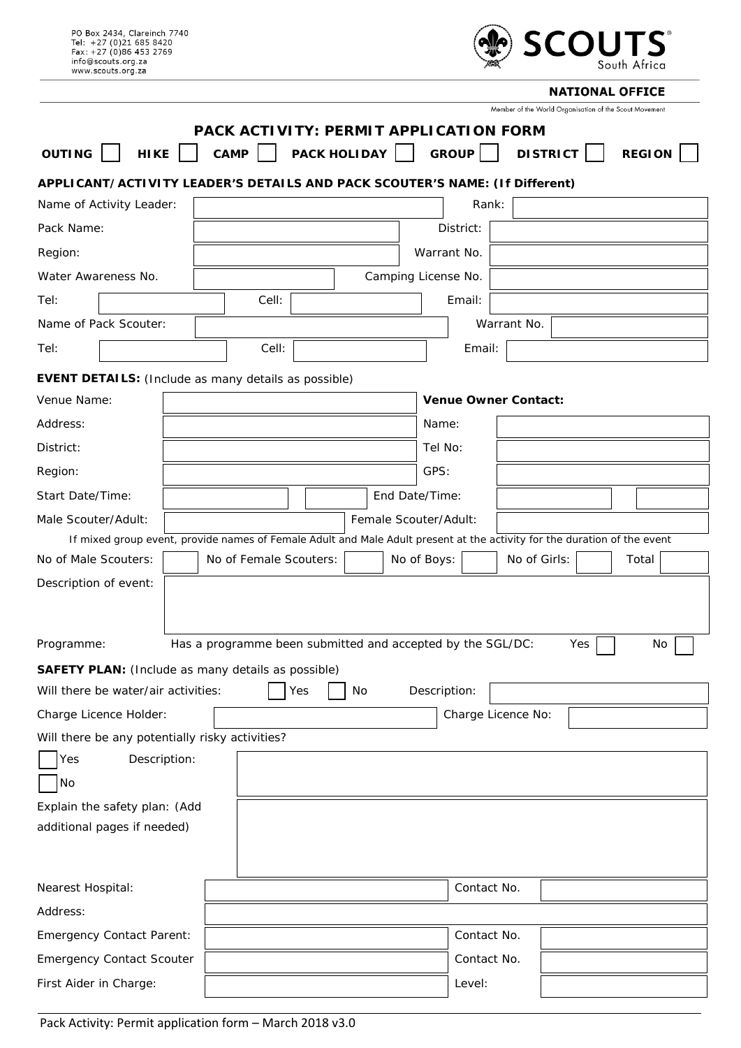PO Box 2434, Clareinch 7740
Tel: +27 (0)21 685 8420
Fax: +27 (0)86 453 2769
info@scouts.org.za
www.scouts.org.za

SCOUTS South Africa

**NATIONAL OFFICE**

Member of the World Organisation of the Scout Movement

# PACK ACTIVITY: PERMIT APPLICATION FORM

**OUTING** ☐ **HIKE** ☐ **CAMP** ☐ **PACK HOLIDAY** ☐ **GROUP** ☐ **DISTRICT** ☐ **REGION** ☐

## APPLICANT/ACTIVITY LEADER'S DETAILS AND PACK SCOUTER'S NAME: (If Different)

| | | | |
|---|---|---|---|
| Name of Activity Leader: | | Rank: | |
| Pack Name: | | District: | |
| Region: | | Warrant No. | |
| Water Awareness No. | | Camping License No. | |

| | | | | | |
|---|---|---|---|---|---|
| Tel: | | Cell: | | Email: | |

| | | | |
|---|---|---|---|
| Name of Pack Scouter: | | Warrant No. | |

| | | | | | |
|---|---|---|---|---|---|
| Tel: | | Cell: | | Email: | |

## EVENT DETAILS: (Include as many details as possible)

| | | | |
|---|---|---|---|
| Venue Name: | | **Venue Owner Contact:** | |
| Address: | | Name: | |
| District: | | Tel No: | |
| Region: | | GPS: | |
| Start Date/Time: | | End Date/Time: | |
| Male Scouter/Adult: | | Female Scouter/Adult: | |

If mixed group event, provide names of Female Adult and Male Adult present at the activity for the duration of the event

| | | | | | | | | | |
|---|---|---|---|---|---|---|---|---|---|
| No of Male Scouters: | | No of Female Scouters: | | No of Boys: | | No of Girls: | | Total | |

| | |
|---|---|
| Description of event: | |

Programme: Has a programme been submitted and accepted by the SGL/DC: Yes ☐ No ☐

## SAFETY PLAN: (Include as many details as possible)

Will there be water/air activities: ☐ Yes ☐ No Description:

| | | | |
|---|---|---|---|
| Charge Licence Holder: | | Charge Licence No: | |

Will there be any potentially risky activities?

☐ Yes Description:

☐ No

Explain the safety plan: (Add additional pages if needed)

| | | | |
|---|---|---|---|
| Nearest Hospital: | | Contact No. | |
| Address: | | | |
| Emergency Contact Parent: | | Contact No. | |
| Emergency Contact Scouter | | Contact No. | |
| First Aider in Charge: | | Level: | |

Pack Activity: Permit application form – March 2018 v3.0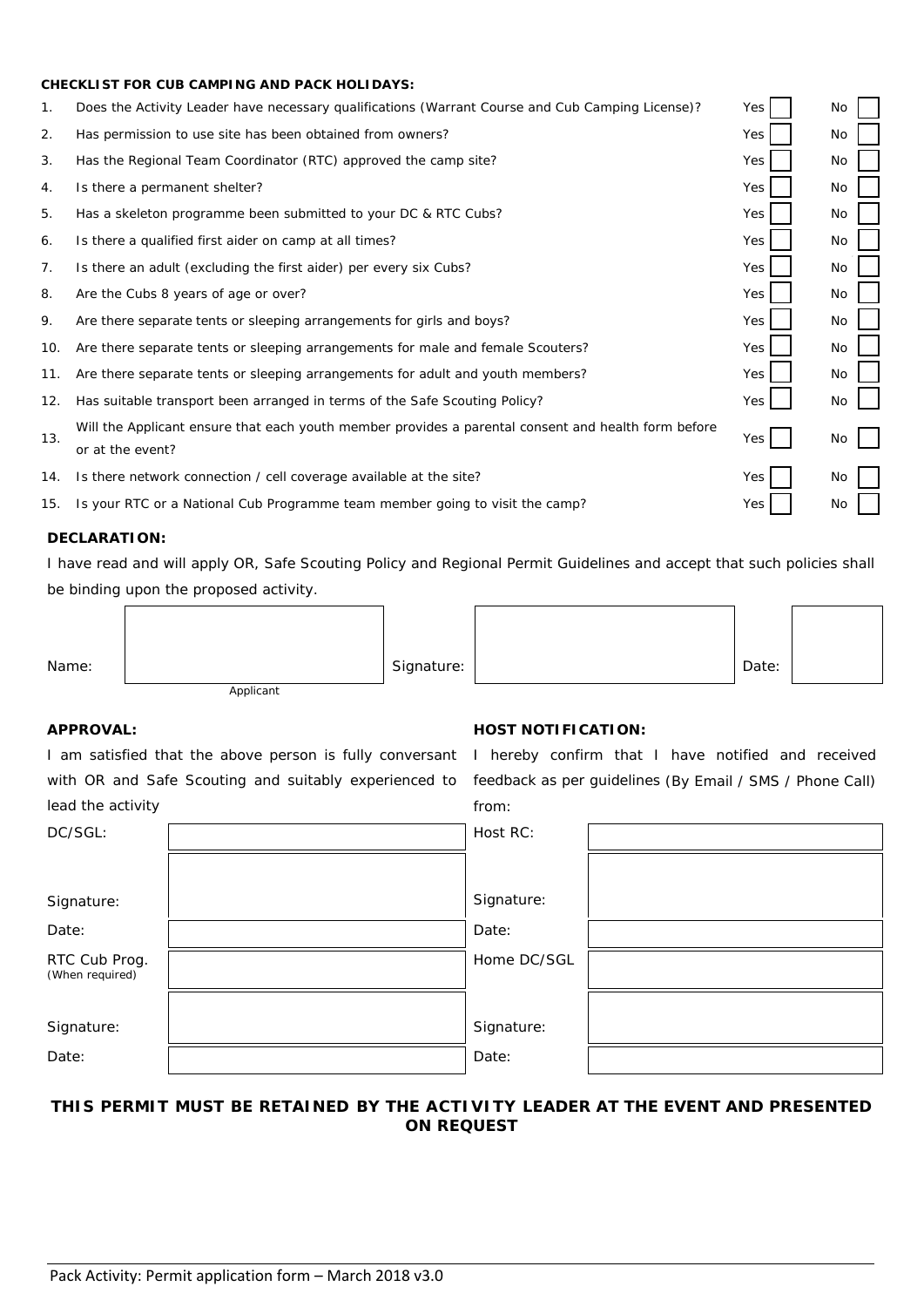**CHECKLIST FOR CUB CAMPING AND PACK HOLIDAYS:**

| | | | |
|---|---|---|---|
| 1. | Does the Activity Leader have necessary qualifications (Warrant Course and Cub Camping License)? | Yes ☐ | No ☐ |
| 2. | Has permission to use site has been obtained from owners? | Yes ☐ | No ☐ |
| 3. | Has the Regional Team Coordinator (RTC) approved the camp site? | Yes ☐ | No ☐ |
| 4. | Is there a permanent shelter? | Yes ☐ | No ☐ |
| 5. | Has a skeleton programme been submitted to your DC & RTC Cubs? | Yes ☐ | No ☐ |
| 6. | Is there a qualified first aider on camp at all times? | Yes ☐ | No ☐ |
| 7. | Is there an adult (excluding the first aider) per every six Cubs? | Yes ☐ | No ☐ |
| 8. | Are the Cubs 8 years of age or over? | Yes ☐ | No ☐ |
| 9. | Are there separate tents or sleeping arrangements for girls and boys? | Yes ☐ | No ☐ |
| 10. | Are there separate tents or sleeping arrangements for male and female Scouters? | Yes ☐ | No ☐ |
| 11. | Are there separate tents or sleeping arrangements for adult and youth members? | Yes ☐ | No ☐ |
| 12. | Has suitable transport been arranged in terms of the Safe Scouting Policy? | Yes ☐ | No ☐ |
| 13. | Will the Applicant ensure that each youth member provides a parental consent and health form before or at the event? | Yes ☐ | No ☐ |
| 14. | Is there network connection / cell coverage available at the site? | Yes ☐ | No ☐ |
| 15. | Is your RTC or a National Cub Programme team member going to visit the camp? | Yes ☐ | No ☐ |

**DECLARATION:**

I have read and will apply OR, Safe Scouting Policy and Regional Permit Guidelines and accept that such policies shall be binding upon the proposed activity.

| Name: | | Signature: | | Date: | |
|---|---|---|---|---|---|
| | Applicant | | | | |

**APPROVAL:**

I am satisfied that the above person is fully conversant with OR and Safe Scouting and suitably experienced to lead the activity

| | |
|---|---|
| DC/SGL: | |
| Signature: | |
| Date: | |
| RTC Cub Prog. (When required) | |
| Signature: | |
| Date: | |

**HOST NOTIFICATION:**

I hereby confirm that I have notified and received feedback as per guidelines (By Email / SMS / Phone Call) from:

| | |
|---|---|
| Host RC: | |
| Signature: | |
| Date: | |
| Home DC/SGL | |
| Signature: | |
| Date: | |

**THIS PERMIT MUST BE RETAINED BY THE ACTIVITY LEADER AT THE EVENT AND PRESENTED ON REQUEST**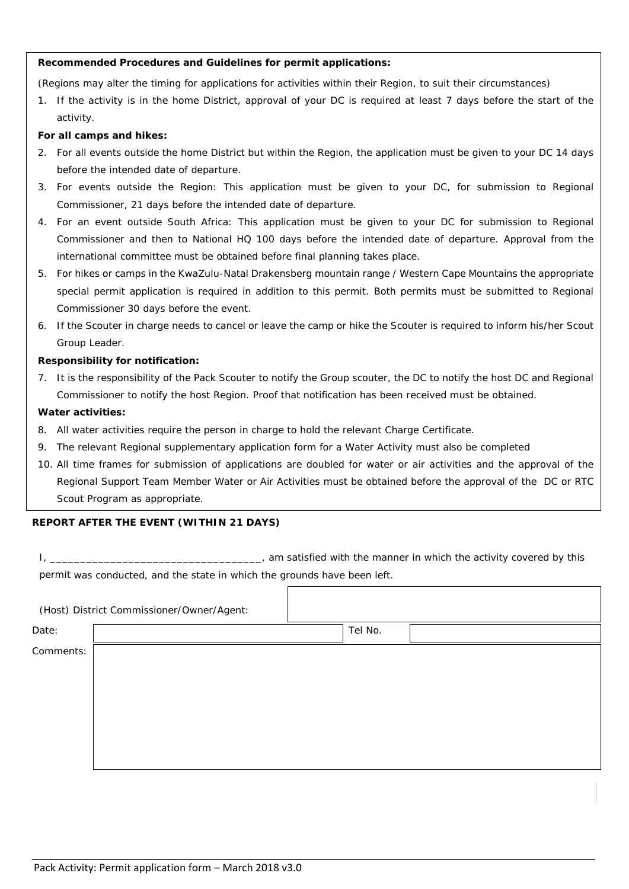**Recommended Procedures and Guidelines for permit applications:**

(Regions may alter the timing for applications for activities within their Region, to suit their circumstances)

1. If the activity is in the home District, approval of your DC is required at least 7 days before the start of the activity.

**For all camps and hikes:**

2. For all events outside the home District but within the Region, the application must be given to your DC 14 days before the intended date of departure.
3. For events outside the Region: This application must be given to your DC, for submission to Regional Commissioner, 21 days before the intended date of departure.
4. For an event outside South Africa: This application must be given to your DC for submission to Regional Commissioner and then to National HQ 100 days before the intended date of departure. Approval from the international committee must be obtained before final planning takes place.
5. For hikes or camps in the KwaZulu-Natal Drakensberg mountain range / Western Cape Mountains the appropriate special permit application is required in addition to this permit. Both permits must be submitted to Regional Commissioner 30 days before the event.
6. If the Scouter in charge needs to cancel or leave the camp or hike the Scouter is required to inform his/her Scout Group Leader.

**Responsibility for notification:**

7. It is the responsibility of the Pack Scouter to notify the Group scouter, the DC to notify the host DC and Regional Commissioner to notify the host Region. Proof that notification has been received must be obtained.

**Water activities:**

8. All water activities require the person in charge to hold the relevant Charge Certificate.
9. The relevant Regional supplementary application form for a Water Activity must also be completed
10. All time frames for submission of applications are doubled for water or air activities and the approval of the Regional Support Team Member Water or Air Activities must be obtained before the approval of the DC or RTC Scout Program as appropriate.

**REPORT AFTER THE EVENT (WITHIN 21 DAYS)**

I, ___________________________________, am satisfied with the manner in which the activity covered by this permit was conducted, and the state in which the grounds have been left.

| | | | |
|---|---|---|---|
| (Host) District Commissioner/Owner/Agent: | | | |
| Date: | | Tel No. | |
| Comments: | | | |